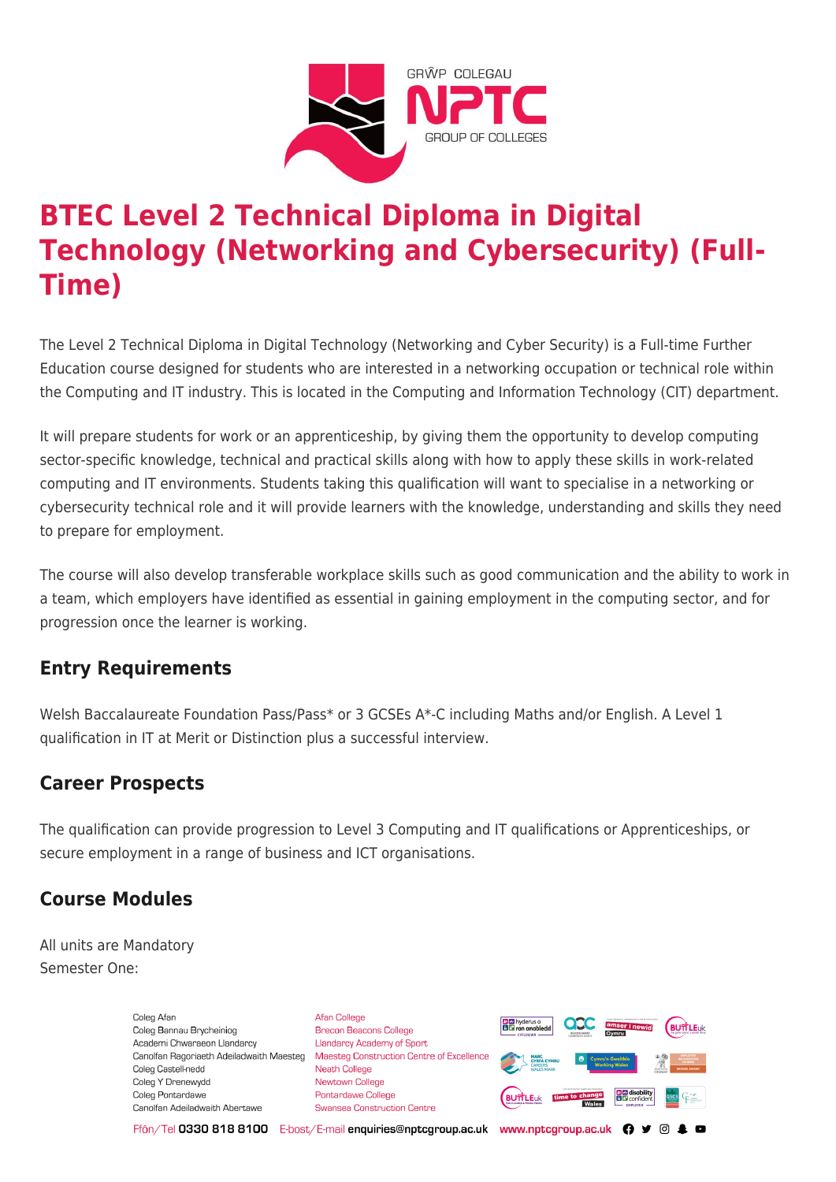# BTEC Level 2 Technical Diploma in Digital Technology (Networking and Cybersecurity) (Full-Time)

The Level 2 Technical Diploma in Digital Technology (Networking and Cyber Security) is a Full-time Further Education course designed for students who are interested in a networking occupation or technical role within the Computing and IT industry. This is located in the Computing and Information Technology (CIT) department.

It will prepare students for work or an apprenticeship, by giving them the opportunity to develop computing sector-specific knowledge, technical and practical skills along with how to apply these skills in work-related computing and IT environments. Students taking this qualification will want to specialise in a networking or cybersecurity technical role and it will provide learners with the knowledge, understanding and skills they need to prepare for employment.

The course will also develop transferable workplace skills such as good communication and the ability to work in a team, which employers have identified as essential in gaining employment in the computing sector, and for progression once the learner is working.

## Entry Requirements

Welsh Baccalaureate Foundation Pass/Pass* or 3 GCSEs A*-C including Maths and/or English. A Level 1 qualification in IT at Merit or Distinction plus a successful interview.

## Career Prospects

The qualification can provide progression to Level 3 Computing and IT qualifications or Apprenticeships, or secure employment in a range of business and ICT organisations.

## Course Modules

All units are Mandatory
Semester One: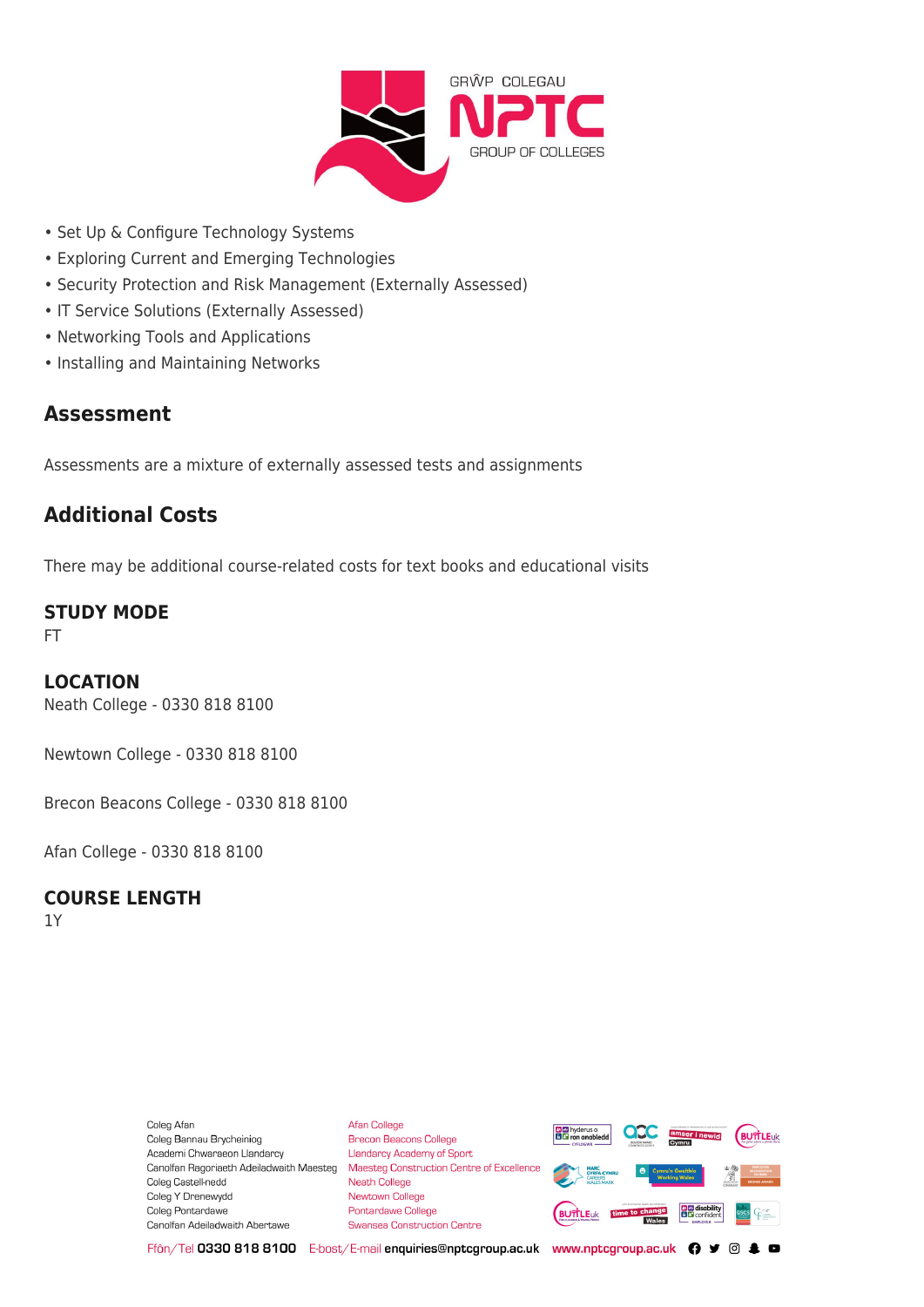- Set Up & Configure Technology Systems
- Exploring Current and Emerging Technologies
- Security Protection and Risk Management (Externally Assessed)
- IT Service Solutions (Externally Assessed)
- Networking Tools and Applications
- Installing and Maintaining Networks

## Assessment

Assessments are a mixture of externally assessed tests and assignments

## Additional Costs

There may be additional course-related costs for text books and educational visits

### STUDY MODE

FT

### LOCATION

Neath College - 0330 818 8100

Newtown College - 0330 818 8100

Brecon Beacons College - 0330 818 8100

Afan College - 0330 818 8100

### COURSE LENGTH

1Y